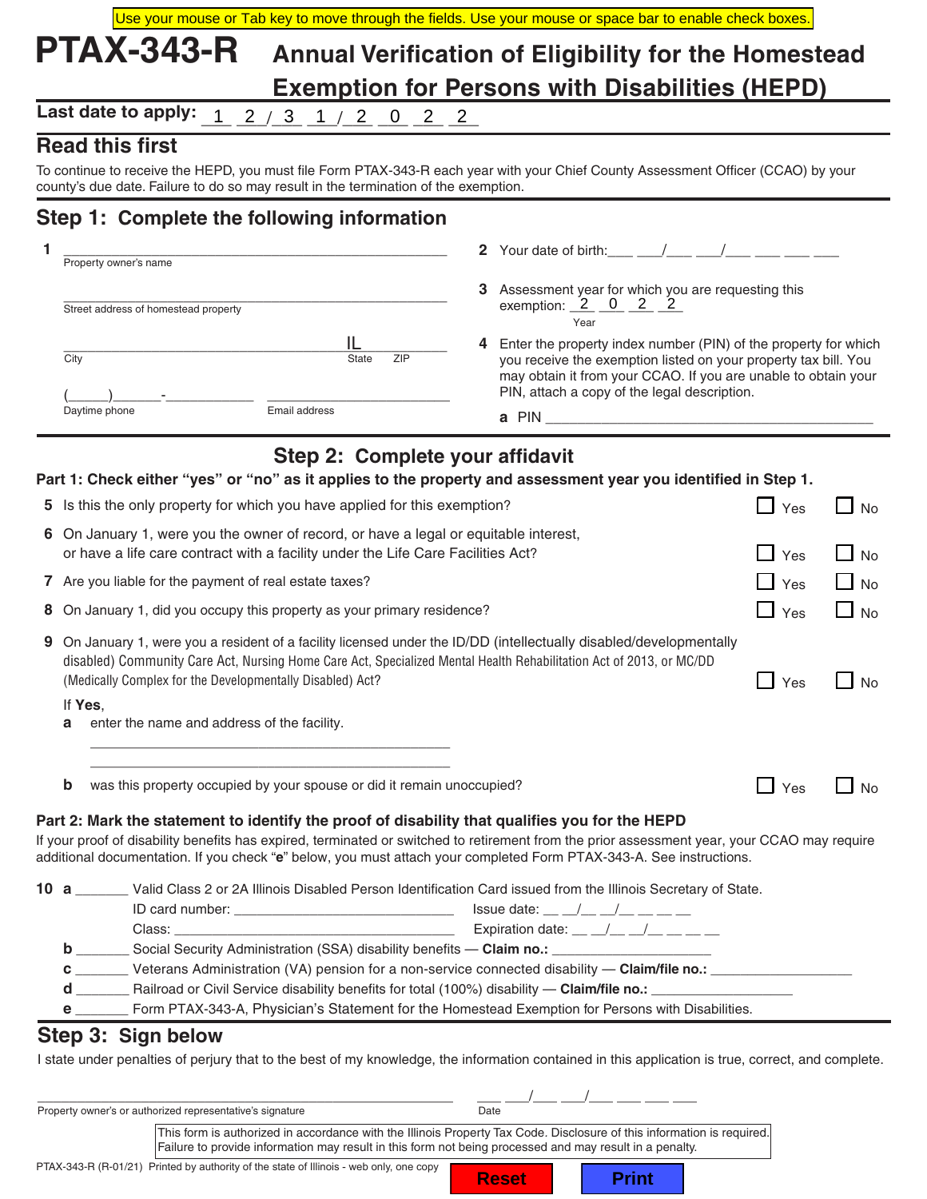Use your mouse or Tab key to move through the fields. Use your mouse or space bar to enable check boxes.

# PTAX-343-R Annual Verification of Eligibility for the Homestead Exemption for Persons with Disabilities (HEPD)

**Last date to apply:** 12/31/2022

## Read this first

To continue to receive the HEPD, you must file Form PTAX-343-R each year with your Chief County Assessment Officer (CCAO) by your county's due date. Failure to do so may result in the termination of the exemption.

## Step 1: Complete the following information

**1** ______________________________________________
Property owner's name

______________________________________________
Street address of homestead property

______________________________________ IL ________
City State ZIP

(_____)______-___________ ______________________
Daytime phone Email address

**2** Your date of birth: ___ ___/___ ___/___ ___ ___ ___

**3** Assessment year for which you are requesting this exemption: 2022
Year

**4** Enter the property index number (PIN) of the property for which you receive the exemption listed on your property tax bill. You may obtain it from your CCAO. If you are unable to obtain your PIN, attach a copy of the legal description.

**a** PIN ______________________________________

## Step 2: Complete your affidavit

**Part 1: Check either "yes" or "no" as it applies to the property and assessment year you identified in Step 1.**

**5** Is this the only property for which you have applied for this exemption? ☐ Yes ☐ No

**6** On January 1, were you the owner of record, or have a legal or equitable interest, or have a life care contract with a facility under the Life Care Facilities Act? ☐ Yes ☐ No

**7** Are you liable for the payment of real estate taxes? ☐ Yes ☐ No

**8** On January 1, did you occupy this property as your primary residence? ☐ Yes ☐ No

**9** On January 1, were you a resident of a facility licensed under the ID/DD (intellectually disabled/developmentally disabled) Community Care Act, Nursing Home Care Act, Specialized Mental Health Rehabilitation Act of 2013, or MC/DD (Medically Complex for the Developmentally Disabled) Act? ☐ Yes ☐ No

If **Yes**,

**a** enter the name and address of the facility.

______________________________________________

______________________________________________

**b** was this property occupied by your spouse or did it remain unoccupied? ☐ Yes ☐ No

**Part 2: Mark the statement to identify the proof of disability that qualifies you for the HEPD**

If your proof of disability benefits has expired, terminated or switched to retirement from the prior assessment year, your CCAO may require additional documentation. If you check "**e**" below, you must attach your completed Form PTAX-343-A. See instructions.

**10 a** _______ Valid Class 2 or 2A Illinois Disabled Person Identification Card issued from the Illinois Secretary of State.
ID card number: ____________________________ Issue date: __ __/__ __/__ __ __ __
Class: ____________________________________ Expiration date: __ __/__ __/__ __ __ __

**b** _______ Social Security Administration (SSA) disability benefits — **Claim no.:** __________________

**c** _______ Veterans Administration (VA) pension for a non-service connected disability — **Claim/file no.:** __________________

**d** _______ Railroad or Civil Service disability benefits for total (100%) disability — **Claim/file no.:** __________________

**e** _______ Form PTAX-343-A, Physician's Statement for the Homestead Exemption for Persons with Disabilities.

## Step 3: Sign below

I state under penalties of perjury that to the best of my knowledge, the information contained in this application is true, correct, and complete.

______________________________________________ ___ ___/___ ___/___ ___ ___ ___
Property owner's or authorized representative's signature Date

This form is authorized in accordance with the Illinois Property Tax Code. Disclosure of this information is required. Failure to provide information may result in this form not being processed and may result in a penalty.

PTAX-343-R (R-01/21) Printed by authority of the state of Illinois - web only, one copy

Reset Print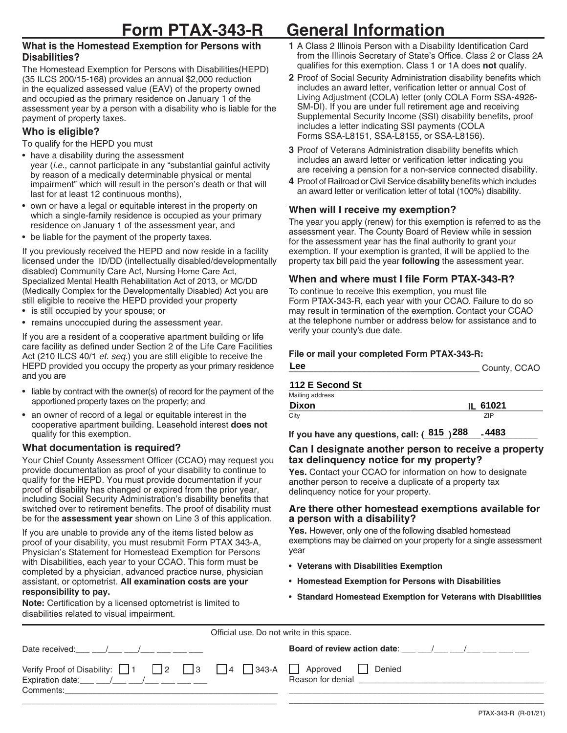# Form PTAX-343-R General Information

### What is the Homestead Exemption for Persons with Disabilities?

The Homestead Exemption for Persons with Disabilities(HEPD) (35 ILCS 200/15-168) provides an annual $2,000 reduction in the equalized assessed value (EAV) of the property owned and occupied as the primary residence on January 1 of the assessment year by a person with a disability who is liable for the payment of property taxes.

### Who is eligible?

To qualify for the HEPD you must

- have a disability during the assessment year (*i.e.*, cannot participate in any "substantial gainful activity by reason of a medically determinable physical or mental impairment" which will result in the person's death or that will last for at least 12 continuous months),
- own or have a legal or equitable interest in the property on which a single-family residence is occupied as your primary residence on January 1 of the assessment year, and
- be liable for the payment of the property taxes.

If you previously received the HEPD and now reside in a facility licensed under the ID/DD (intellectually disabled/developmentally disabled) Community Care Act, Nursing Home Care Act, Specialized Mental Health Rehabilitation Act of 2013, or MC/DD (Medically Complex for the Developmentally Disabled) Act you are still eligible to receive the HEPD provided your property

- is still occupied by your spouse; or
- remains unoccupied during the assessment year.

If you are a resident of a cooperative apartment building or life care facility as defined under Section 2 of the Life Care Facilities Act (210 ILCS 40/1 *et. seq.*) you are still eligible to receive the HEPD provided you occupy the property as your primary residence and you are

- liable by contract with the owner(s) of record for the payment of the apportioned property taxes on the property; and
- an owner of record of a legal or equitable interest in the cooperative apartment building. Leasehold interest **does not** qualify for this exemption.

### What documentation is required?

Your Chief County Assessment Officer (CCAO) may request you provide documentation as proof of your disability to continue to qualify for the HEPD. You must provide documentation if your proof of disability has changed or expired from the prior year, including Social Security Administration's disability benefits that switched over to retirement benefits. The proof of disability must be for the **assessment year** shown on Line 3 of this application.

If you are unable to provide any of the items listed below as proof of your disability, you must resubmit Form PTAX 343-A, Physician's Statement for Homestead Exemption for Persons with Disabilities, each year to your CCAO. This form must be completed by a physician, advanced practice nurse, physician assistant, or optometrist. **All examination costs are your responsibility to pay.**

**Note:** Certification by a licensed optometrist is limited to disabilities related to visual impairment.

1. A Class 2 Illinois Person with a Disability Identification Card from the Illinois Secretary of State's Office. Class 2 or Class 2A qualifies for this exemption. Class 1 or 1A does **not** qualify.
2. Proof of Social Security Administration disability benefits which includes an award letter, verification letter or annual Cost of Living Adjustment (COLA) letter (only COLA Form SSA-4926-SM-DI). If you are under full retirement age and receiving Supplemental Security Income (SSI) disability benefits, proof includes a letter indicating SSI payments (COLA Forms SSA-L8151, SSA-L8155, or SSA-L8156).
3. Proof of Veterans Administration disability benefits which includes an award letter or verification letter indicating you are receiving a pension for a non-service connected disability.
4. Proof of Railroad or Civil Service disability benefits which includes an award letter or verification letter of total (100%) disability.

### When will I receive my exemption?

The year you apply (renew) for this exemption is referred to as the assessment year. The County Board of Review while in session for the assessment year has the final authority to grant your exemption. If your exemption is granted, it will be applied to the property tax bill paid the year **following** the assessment year.

### When and where must I file Form PTAX-343-R?

To continue to receive this exemption, you must file Form PTAX-343-R, each year with your CCAO. Failure to do so may result in termination of the exemption. Contact your CCAO at the telephone number or address below for assistance and to verify your county's due date.

**File or mail your completed Form PTAX-343-R:**

Lee County, CCAO

112 E Second St
Mailing address

Dixon IL 61021
City ZIP

**If you have any questions, call: (815) 288-4483**

### Can I designate another person to receive a property tax delinquency notice for my property?

**Yes.** Contact your CCAO for information on how to designate another person to receive a duplicate of a property tax delinquency notice for your property.

### Are there other homestead exemptions available for a person with a disability?

**Yes.** However, only one of the following disabled homestead exemptions may be claimed on your property for a single assessment year

- **Veterans with Disabilities Exemption**
- **Homestead Exemption for Persons with Disabilities**
- **Standard Homestead Exemption for Veterans with Disabilities**

---

Official use. Do not write in this space.

Date received: ___ ___/___ ___/___ ___ ___ ___

Board of review action date: ___ ___/___ ___/___ ___ ___ ___

Verify Proof of Disability: ☐ 1 ☐ 2 ☐ 3 ☐ 4 ☐ 343-A

☐ Approved ☐ Denied

Expiration date: ___ ___/___ ___/___ ___ ___ ___

Reason for denial ______________________________

Comments: ______________________________

PTAX-343-R (R-01/21)